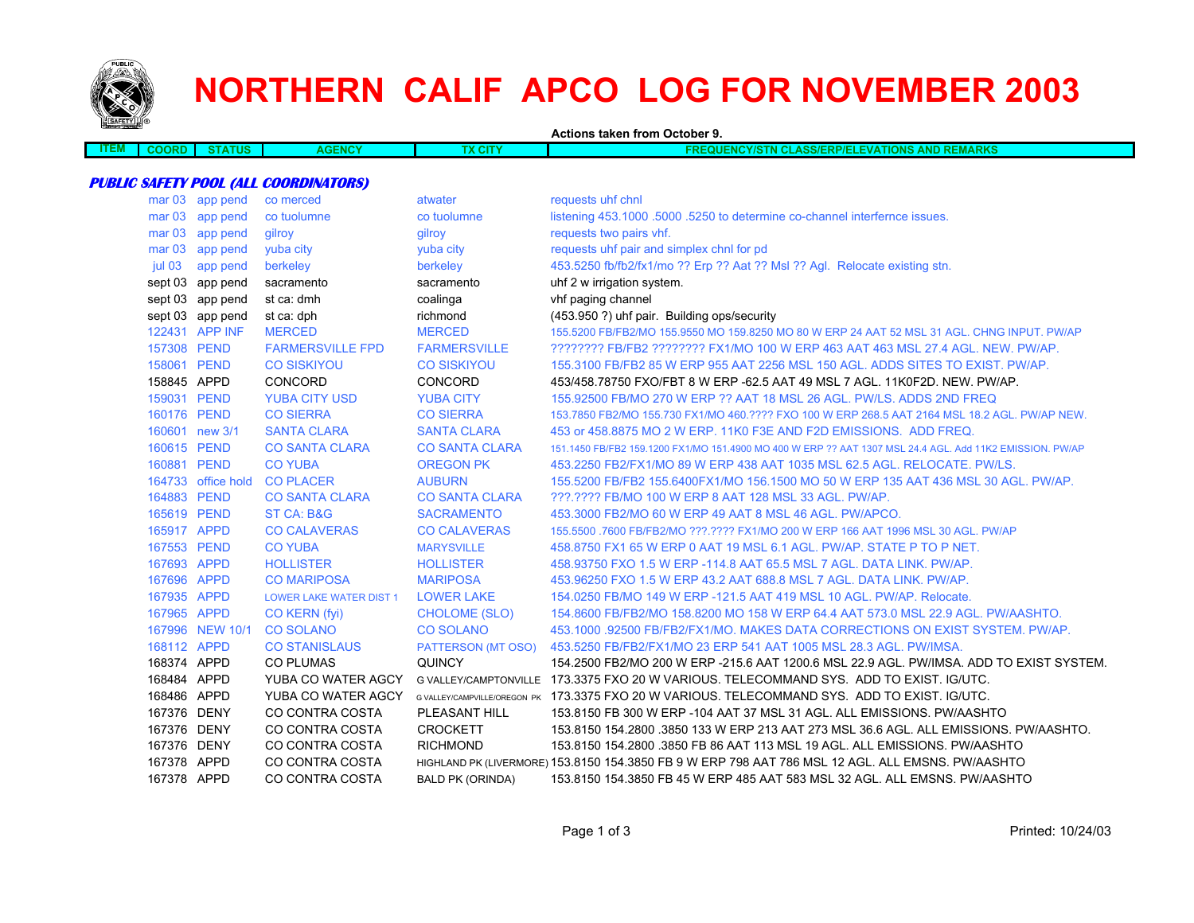# NORTHERN CALIF APCO LOG FOR NOVEMBER 2003

**Actions taken from October 9.**

| ITEM | COORD | STATUS | AGENCY | TX CITY | FREQUENCY/STN CLASS/ERP/ELEVATIONS AND REMARKS |
|---|---|---|---|---|---|
| ***PUBLIC SAFETY POOL (ALL COORDINATORS)*** | | | | | |
| | mar 03 | app pend | co merced | atwater | requests uhf chnl |
| | mar 03 | app pend | co tuolumne | co tuolumne | listening 453.1000 .5000 .5250 to determine co-channel interfernce issues. |
| | mar 03 | app pend | gilroy | gilroy | requests two pairs vhf. |
| | mar 03 | app pend | yuba city | yuba city | requests uhf pair and simplex chnl for pd |
| | jul 03 | app pend | berkeley | berkeley | 453.5250 fb/fb2/fx1/mo ?? Erp ?? Aat ?? Msl ?? Agl. Relocate existing stn. |
| | sept 03 | app pend | sacramento | sacramento | uhf 2 w irrigation system. |
| | sept 03 | app pend | st ca: dmh | coalinga | vhf paging channel |
| | sept 03 | app pend | st ca: dph | richmond | (453.950 ?) uhf pair. Building ops/security |
| | 122431 | APP INF | MERCED | MERCED | 155.5200 FB/FB2/MO 155.9550 MO 159.8250 MO 80 W ERP 24 AAT 52 MSL 31 AGL. CHNG INPUT. PW/AP |
| | 157308 | PEND | FARMERSVILLE FPD | FARMERSVILLE | ???????? FB/FB2 ???????? FX1/MO 100 W ERP 463 AAT 463 MSL 27.4 AGL. NEW. PW/AP. |
| | 158061 | PEND | CO SISKIYOU | CO SISKIYOU | 155.3100 FB/FB2 85 W ERP 955 AAT 2256 MSL 150 AGL. ADDS SITES TO EXIST. PW/AP. |
| | 158845 | APPD | CONCORD | CONCORD | 453/458.78750 FXO/FBT 8 W ERP -62.5 AAT 49 MSL 7 AGL. 11K0F2D. NEW. PW/AP. |
| | 159031 | PEND | YUBA CITY USD | YUBA CITY | 155.92500 FB/MO 270 W ERP ?? AAT 18 MSL 26 AGL. PW/LS. ADDS 2ND FREQ |
| | 160176 | PEND | CO SIERRA | CO SIERRA | 153.7850 FB2/MO 155.730 FX1/MO 460.???? FXO 100 W ERP 268.5 AAT 2164 MSL 18.2 AGL. PW/AP NEW. |
| | 160601 | new 3/1 | SANTA CLARA | SANTA CLARA | 453 or 458.8875 MO 2 W ERP. 11K0 F3E AND F2D EMISSIONS. ADD FREQ. |
| | 160615 | PEND | CO SANTA CLARA | CO SANTA CLARA | 151.1450 FB/FB2 159.1200 FX1/MO 151.4900 MO 400 W ERP ?? AAT 1307 MSL 24.4 AGL. Add 11K2 EMISSION. PW/AP |
| | 160881 | PEND | CO YUBA | OREGON PK | 453.2250 FB2/FX1/MO 89 W ERP 438 AAT 1035 MSL 62.5 AGL. RELOCATE. PW/LS. |
| | 164733 | office hold | CO PLACER | AUBURN | 155.5200 FB/FB2 155.6400FX1/MO 156.1500 MO 50 W ERP 135 AAT 436 MSL 30 AGL. PW/AP. |
| | 164883 | PEND | CO SANTA CLARA | CO SANTA CLARA | ???.???? FB/MO 100 W ERP 8 AAT 128 MSL 33 AGL. PW/AP. |
| | 165619 | PEND | ST CA: B&G | SACRAMENTO | 453.3000 FB2/MO 60 W ERP 49 AAT 8 MSL 46 AGL. PW/APCO. |
| | 165917 | APPD | CO CALAVERAS | CO CALAVERAS | 155.5500 .7600 FB/FB2/MO ???.???? FX1/MO 200 W ERP 166 AAT 1996 MSL 30 AGL. PW/AP |
| | 167553 | PEND | CO YUBA | MARYSVILLE | 458.8750 FX1 65 W ERP 0 AAT 19 MSL 6.1 AGL. PW/AP. STATE P TO P NET. |
| | 167693 | APPD | HOLLISTER | HOLLISTER | 458.93750 FXO 1.5 W ERP -114.8 AAT 65.5 MSL 7 AGL. DATA LINK. PW/AP. |
| | 167696 | APPD | CO MARIPOSA | MARIPOSA | 453.96250 FXO 1.5 W ERP 43.2 AAT 688.8 MSL 7 AGL. DATA LINK. PW/AP. |
| | 167935 | APPD | LOWER LAKE WATER DIST 1 | LOWER LAKE | 154.0250 FB/MO 149 W ERP -121.5 AAT 419 MSL 10 AGL. PW/AP. Relocate. |
| | 167965 | APPD | CO KERN (fyi) | CHOLOME (SLO) | 154.8600 FB/FB2/MO 158.8200 MO 158 W ERP 64.4 AAT 573.0 MSL 22.9 AGL. PW/AASHTO. |
| | 167996 | NEW 10/1 | CO SOLANO | CO SOLANO | 453.1000 .92500 FB/FB2/FX1/MO. MAKES DATA CORRECTIONS ON EXIST SYSTEM. PW/AP. |
| | 168112 | APPD | CO STANISLAUS | PATTERSON (MT OSO) | 453.5250 FB/FB2/FX1/MO 23 ERP 541 AAT 1005 MSL 28.3 AGL. PW/IMSA. |
| | 168374 | APPD | CO PLUMAS | QUINCY | 154.2500 FB2/MO 200 W ERP -215.6 AAT 1200.6 MSL 22.9 AGL. PW/IMSA. ADD TO EXIST SYSTEM. |
| | 168484 | APPD | YUBA CO WATER AGCY | G VALLEY/CAMPTONVILLE | 173.3375 FXO 20 W VARIOUS. TELECOMMAND SYS. ADD TO EXIST. IG/UTC. |
| | 168486 | APPD | YUBA CO WATER AGCY | G VALLEY/CAMPVILLE/OREGON PK | 173.3375 FXO 20 W VARIOUS. TELECOMMAND SYS. ADD TO EXIST. IG/UTC. |
| | 167376 | DENY | CO CONTRA COSTA | PLEASANT HILL | 153.8150 FB 300 W ERP -104 AAT 37 MSL 31 AGL. ALL EMISSIONS. PW/AASHTO |
| | 167376 | DENY | CO CONTRA COSTA | CROCKETT | 153.8150 154.2800 .3850 133 W ERP 213 AAT 273 MSL 36.6 AGL. ALL EMISSIONS. PW/AASHTO. |
| | 167376 | DENY | CO CONTRA COSTA | RICHMOND | 153.8150 154.2800 .3850 FB 86 AAT 113 MSL 19 AGL. ALL EMISSIONS. PW/AASHTO |
| | 167378 | APPD | CO CONTRA COSTA | HIGHLAND PK (LIVERMORE) | 153.8150 154.3850 FB 9 W ERP 798 AAT 786 MSL 12 AGL. ALL EMSNS. PW/AASHTO |
| | 167378 | APPD | CO CONTRA COSTA | BALD PK (ORINDA) | 153.8150 154.3850 FB 45 W ERP 485 AAT 583 MSL 32 AGL. ALL EMSNS. PW/AASHTO |

Printed: 10/24/03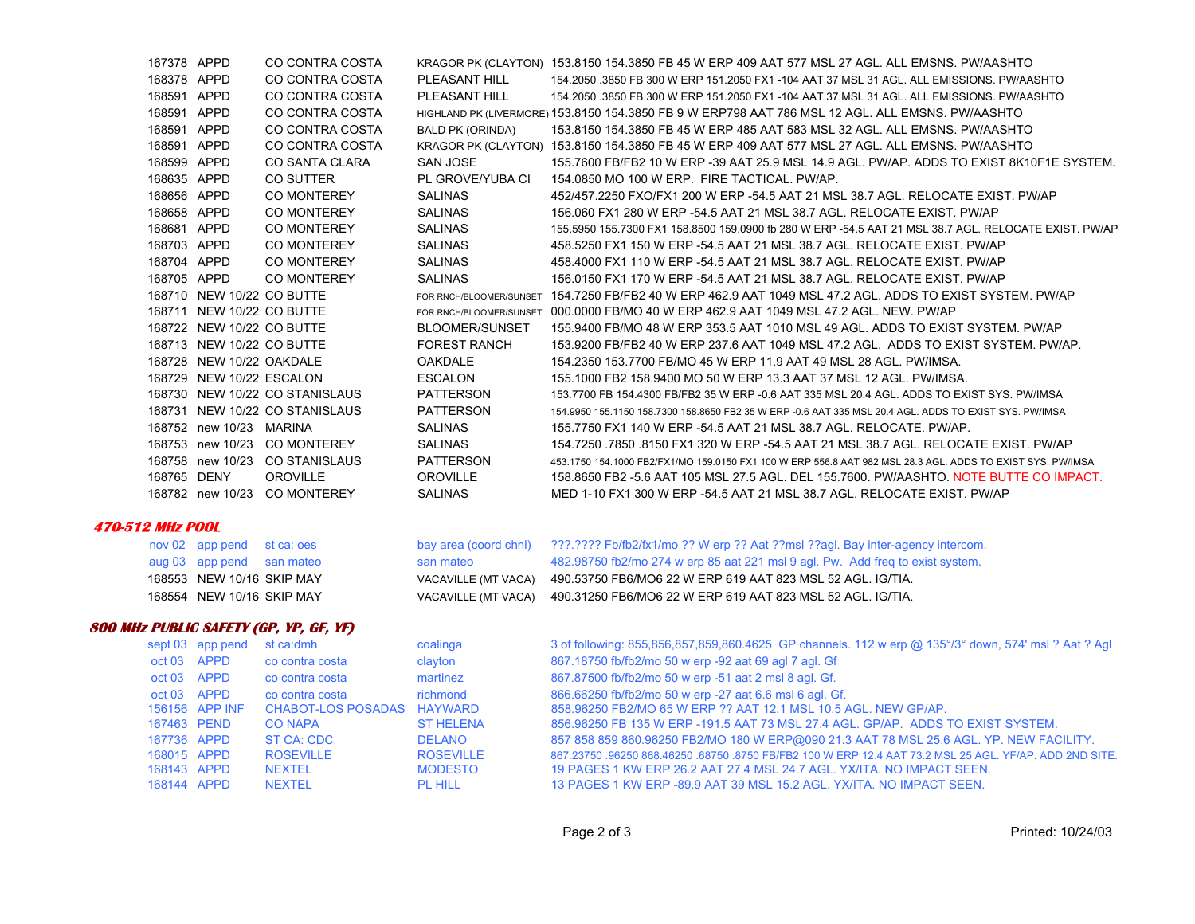| | | | | |
|---|---|---|---|---|
| 167378 | APPD | CO CONTRA COSTA | KRAGOR PK (CLAYTON) | 153.8150 154.3850 FB 45 W ERP 409 AAT 577 MSL 27 AGL. ALL EMSNS. PW/AASHTO |
| 168378 | APPD | CO CONTRA COSTA | PLEASANT HILL | 154.2050 .3850 FB 300 W ERP 151.2050 FX1 -104 AAT 37 MSL 31 AGL. ALL EMISSIONS. PW/AASHTO |
| 168591 | APPD | CO CONTRA COSTA | PLEASANT HILL | 154.2050 .3850 FB 300 W ERP 151.2050 FX1 -104 AAT 37 MSL 31 AGL. ALL EMISSIONS. PW/AASHTO |
| 168591 | APPD | CO CONTRA COSTA | HIGHLAND PK (LIVERMORE) | 153.8150 154.3850 FB 9 W ERP798 AAT 786 MSL 12 AGL. ALL EMSNS. PW/AASHTO |
| 168591 | APPD | CO CONTRA COSTA | BALD PK (ORINDA) | 153.8150 154.3850 FB 45 W ERP 485 AAT 583 MSL 32 AGL. ALL EMSNS. PW/AASHTO |
| 168591 | APPD | CO CONTRA COSTA | KRAGOR PK (CLAYTON) | 153.8150 154.3850 FB 45 W ERP 409 AAT 577 MSL 27 AGL. ALL EMSNS. PW/AASHTO |
| 168599 | APPD | CO SANTA CLARA | SAN JOSE | 155.7600 FB/FB2 10 W ERP -39 AAT 25.9 MSL 14.9 AGL. PW/AP. ADDS TO EXIST 8K10F1E SYSTEM. |
| 168635 | APPD | CO SUTTER | PL GROVE/YUBA CI | 154.0850 MO 100 W ERP. FIRE TACTICAL. PW/AP. |
| 168656 | APPD | CO MONTEREY | SALINAS | 452/457.2250 FXO/FX1 200 W ERP -54.5 AAT 21 MSL 38.7 AGL. RELOCATE EXIST. PW/AP |
| 168658 | APPD | CO MONTEREY | SALINAS | 156.060 FX1 280 W ERP -54.5 AAT 21 MSL 38.7 AGL. RELOCATE EXIST. PW/AP |
| 168681 | APPD | CO MONTEREY | SALINAS | 155.5950 155.7300 FX1 158.8500 159.0900 fb 280 W ERP -54.5 AAT 21 MSL 38.7 AGL. RELOCATE EXIST. PW/AP |
| 168703 | APPD | CO MONTEREY | SALINAS | 458.5250 FX1 150 W ERP -54.5 AAT 21 MSL 38.7 AGL. RELOCATE EXIST. PW/AP |
| 168704 | APPD | CO MONTEREY | SALINAS | 458.4000 FX1 110 W ERP -54.5 AAT 21 MSL 38.7 AGL. RELOCATE EXIST. PW/AP |
| 168705 | APPD | CO MONTEREY | SALINAS | 156.0150 FX1 170 W ERP -54.5 AAT 21 MSL 38.7 AGL. RELOCATE EXIST. PW/AP |
| 168710 | NEW 10/22 | CO BUTTE | FOR RNCH/BLOOMER/SUNSET | 154.7250 FB/FB2 40 W ERP 462.9 AAT 1049 MSL 47.2 AGL. ADDS TO EXIST SYSTEM. PW/AP |
| 168711 | NEW 10/22 | CO BUTTE | FOR RNCH/BLOOMER/SUNSET | 000.0000 FB/MO 40 W ERP 462.9 AAT 1049 MSL 47.2 AGL. NEW. PW/AP |
| 168722 | NEW 10/22 | CO BUTTE | BLOOMER/SUNSET | 155.9400 FB/MO 48 W ERP 353.5 AAT 1010 MSL 49 AGL. ADDS TO EXIST SYSTEM. PW/AP |
| 168713 | NEW 10/22 | CO BUTTE | FOREST RANCH | 153.9200 FB/FB2 40 W ERP 237.6 AAT 1049 MSL 47.2 AGL. ADDS TO EXIST SYSTEM. PW/AP. |
| 168728 | NEW 10/22 | OAKDALE | OAKDALE | 154.2350 153.7700 FB/MO 45 W ERP 11.9 AAT 49 MSL 28 AGL. PW/IMSA. |
| 168729 | NEW 10/22 | ESCALON | ESCALON | 155.1000 FB2 158.9400 MO 50 W ERP 13.3 AAT 37 MSL 12 AGL. PW/IMSA. |
| 168730 | NEW 10/22 | CO STANISLAUS | PATTERSON | 153.7700 FB 154.4300 FB/FB2 35 W ERP -0.6 AAT 335 MSL 20.4 AGL. ADDS TO EXIST SYS. PW/IMSA |
| 168731 | NEW 10/22 | CO STANISLAUS | PATTERSON | 154.9950 155.1150 158.7300 158.8650 FB2 35 W ERP -0.6 AAT 335 MSL 20.4 AGL. ADDS TO EXIST SYS. PW/IMSA |
| 168752 | new 10/23 | MARINA | SALINAS | 155.7750 FX1 140 W ERP -54.5 AAT 21 MSL 38.7 AGL. RELOCATE. PW/AP. |
| 168753 | new 10/23 | CO MONTEREY | SALINAS | 154.7250 .7850 .8150 FX1 320 W ERP -54.5 AAT 21 MSL 38.7 AGL. RELOCATE EXIST. PW/AP |
| 168758 | new 10/23 | CO STANISLAUS | PATTERSON | 453.1750 154.1000 FB2/FX1/MO 159.0150 FX1 100 W ERP 556.8 AAT 982 MSL 28.3 AGL. ADDS TO EXIST SYS. PW/IMSA |
| 168765 | DENY | OROVILLE | OROVILLE | 158.8650 FB2 -5.6 AAT 105 MSL 27.5 AGL. DEL 155.7600. PW/AASHTO. NOTE BUTTE CO IMPACT. |
| 168782 | new 10/23 | CO MONTEREY | SALINAS | MED 1-10 FX1 300 W ERP -54.5 AAT 21 MSL 38.7 AGL. RELOCATE EXIST. PW/AP |

### *470-512 MHz POOL*

| | | | | |
|---|---|---|---|---|
| nov 02 | app pend | st ca: oes | bay area (coord chnl) | ???.???? Fb/fb2/fx1/mo ?? W erp ?? Aat ??msl ??agl. Bay inter-agency intercom. |
| aug 03 | app pend | san mateo | san mateo | 482.98750 fb2/mo 274 w erp 85 aat 221 msl 9 agl. Pw. Add freq to exist system. |
| 168553 | NEW 10/16 | SKIP MAY | VACAVILLE (MT VACA) | 490.53750 FB6/MO6 22 W ERP 619 AAT 823 MSL 52 AGL. IG/TIA. |
| 168554 | NEW 10/16 | SKIP MAY | VACAVILLE (MT VACA) | 490.31250 FB6/MO6 22 W ERP 619 AAT 823 MSL 52 AGL. IG/TIA. |

### *800 MHz PUBLIC SAFETY (GP, YP, GF, YF)*

| | | | | |
|---|---|---|---|---|
| sept 03 | app pend | st ca:dmh | coalinga | 3 of following: 855,856,857,859,860.4625 GP channels. 112 w erp @ 135°/3° down, 574' msl ? Aat ? Agl |
| oct 03 | APPD | co contra costa | clayton | 867.18750 fb/fb2/mo 50 w erp -92 aat 69 agl 7 agl. Gf |
| oct 03 | APPD | co contra costa | martinez | 867.87500 fb/fb2/mo 50 w erp -51 aat 2 msl 8 agl. Gf. |
| oct 03 | APPD | co contra costa | richmond | 866.66250 fb/fb2/mo 50 w erp -27 aat 6.6 msl 6 agl. Gf. |
| 156156 | APP INF | CHABOT-LOS POSADAS | HAYWARD | 858.96250 FB2/MO 65 W ERP ?? AAT 12.1 MSL 10.5 AGL. NEW GP/AP. |
| 167463 | PEND | CO NAPA | ST HELENA | 856.96250 FB 135 W ERP -191.5 AAT 73 MSL 27.4 AGL. GP/AP. ADDS TO EXIST SYSTEM. |
| 167736 | APPD | ST CA: CDC | DELANO | 857 858 859 860.96250 FB2/MO 180 W ERP@090 21.3 AAT 78 MSL 25.6 AGL. YP. NEW FACILITY. |
| 168015 | APPD | ROSEVILLE | ROSEVILLE | 867.23750 .96250 868.46250 .68750 .8750 FB/FB2 100 W ERP 12.4 AAT 73.2 MSL 25 AGL. YF/AP. ADD 2ND SITE. |
| 168143 | APPD | NEXTEL | MODESTO | 19 PAGES 1 KW ERP 26.2 AAT 27.4 MSL 24.7 AGL. YX/ITA. NO IMPACT SEEN. |
| 168144 | APPD | NEXTEL | PL HILL | 13 PAGES 1 KW ERP -89.9 AAT 39 MSL 15.2 AGL. YX/ITA. NO IMPACT SEEN. |

Printed: 10/24/03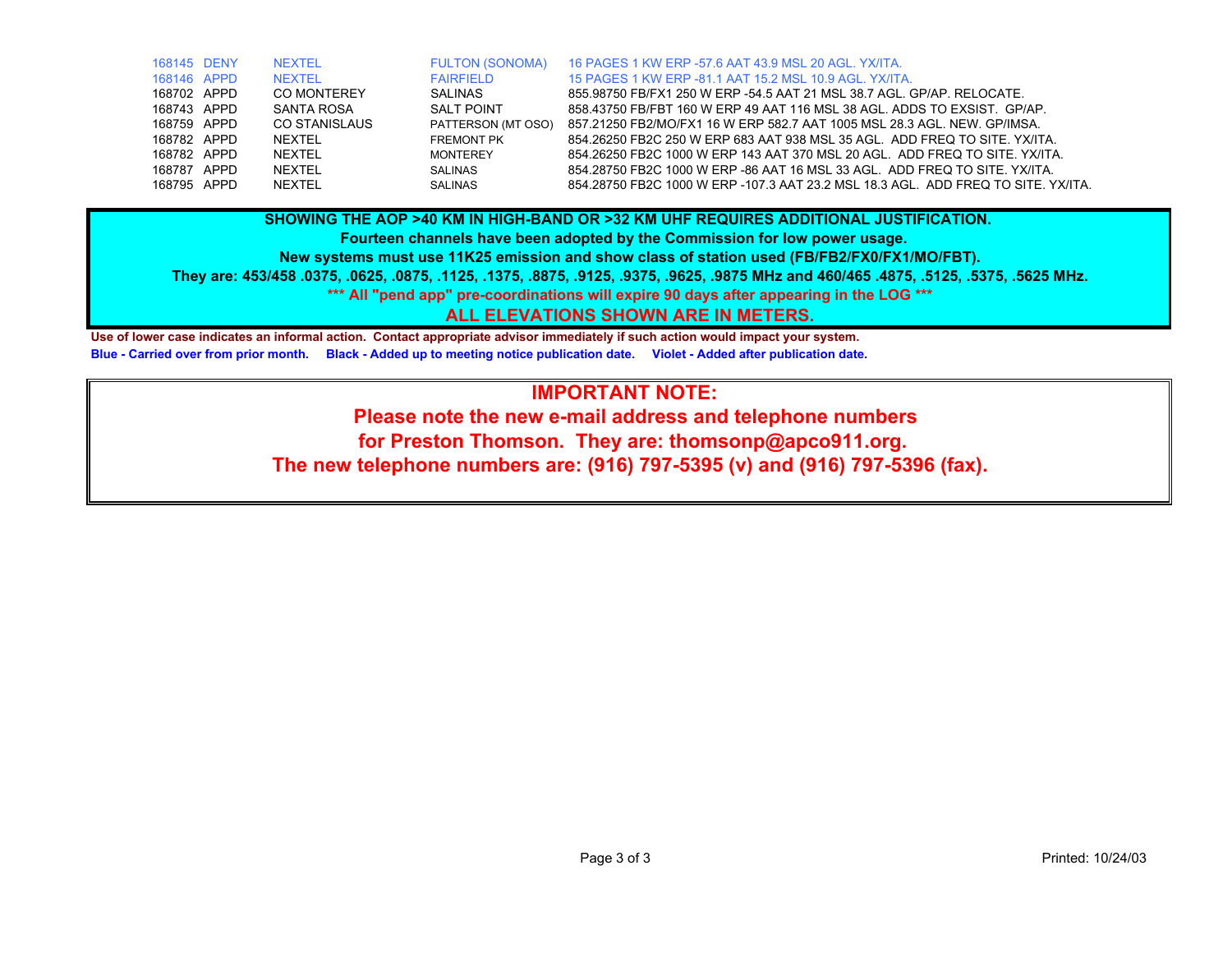| | | | | |
|---|---|---|---|---|
| 168145 | DENY | NEXTEL | FULTON (SONOMA) | 16 PAGES 1 KW ERP -57.6 AAT 43.9 MSL 20 AGL. YX/ITA. |
| 168146 | APPD | NEXTEL | FAIRFIELD | 15 PAGES 1 KW ERP -81.1 AAT 15.2 MSL 10.9 AGL. YX/ITA. |
| 168702 | APPD | CO MONTEREY | SALINAS | 855.98750 FB/FX1 250 W ERP -54.5 AAT 21 MSL 38.7 AGL. GP/AP. RELOCATE. |
| 168743 | APPD | SANTA ROSA | SALT POINT | 858.43750 FB/FBT 160 W ERP 49 AAT 116 MSL 38 AGL. ADDS TO EXSIST. GP/AP. |
| 168759 | APPD | CO STANISLAUS | PATTERSON (MT OSO) | 857.21250 FB2/MO/FX1 16 W ERP 582.7 AAT 1005 MSL 28.3 AGL. NEW. GP/IMSA. |
| 168782 | APPD | NEXTEL | FREMONT PK | 854.26250 FB2C 250 W ERP 683 AAT 938 MSL 35 AGL. ADD FREQ TO SITE. YX/ITA. |
| 168782 | APPD | NEXTEL | MONTEREY | 854.26250 FB2C 1000 W ERP 143 AAT 370 MSL 20 AGL. ADD FREQ TO SITE. YX/ITA. |
| 168787 | APPD | NEXTEL | SALINAS | 854.28750 FB2C 1000 W ERP -86 AAT 16 MSL 33 AGL. ADD FREQ TO SITE. YX/ITA. |
| 168795 | APPD | NEXTEL | SALINAS | 854.28750 FB2C 1000 W ERP -107.3 AAT 23.2 MSL 18.3 AGL. ADD FREQ TO SITE. YX/ITA. |

**SHOWING THE AOP >40 KM IN HIGH-BAND OR >32 KM UHF REQUIRES ADDITIONAL JUSTIFICATION.**

**Fourteen channels have been adopted by the Commission for low power usage.**

**New systems must use 11K25 emission and show class of station used (FB/FB2/FX0/FX1/MO/FBT).**

**They are: 453/458 .0375, .0625, .0875, .1125, .1375, .8875, .9125, .9375, .9625, .9875 MHz and 460/465 .4875, .5125, .5375, .5625 MHz.**

**\*\*\* All "pend app" pre-coordinations will expire 90 days after appearing in the LOG \*\*\***

**ALL ELEVATIONS SHOWN ARE IN METERS.**

**Use of lower case indicates an informal action. Contact appropriate advisor immediately if such action would impact your system.**

**Blue - Carried over from prior month. Black - Added up to meeting notice publication date. Violet - Added after publication date.**

## IMPORTANT NOTE:

**Please note the new e-mail address and telephone numbers for Preston Thomson. They are: thomsonp@apco911.org.**

**The new telephone numbers are: (916) 797-5395 (v) and (916) 797-5396 (fax).**

Printed: 10/24/03